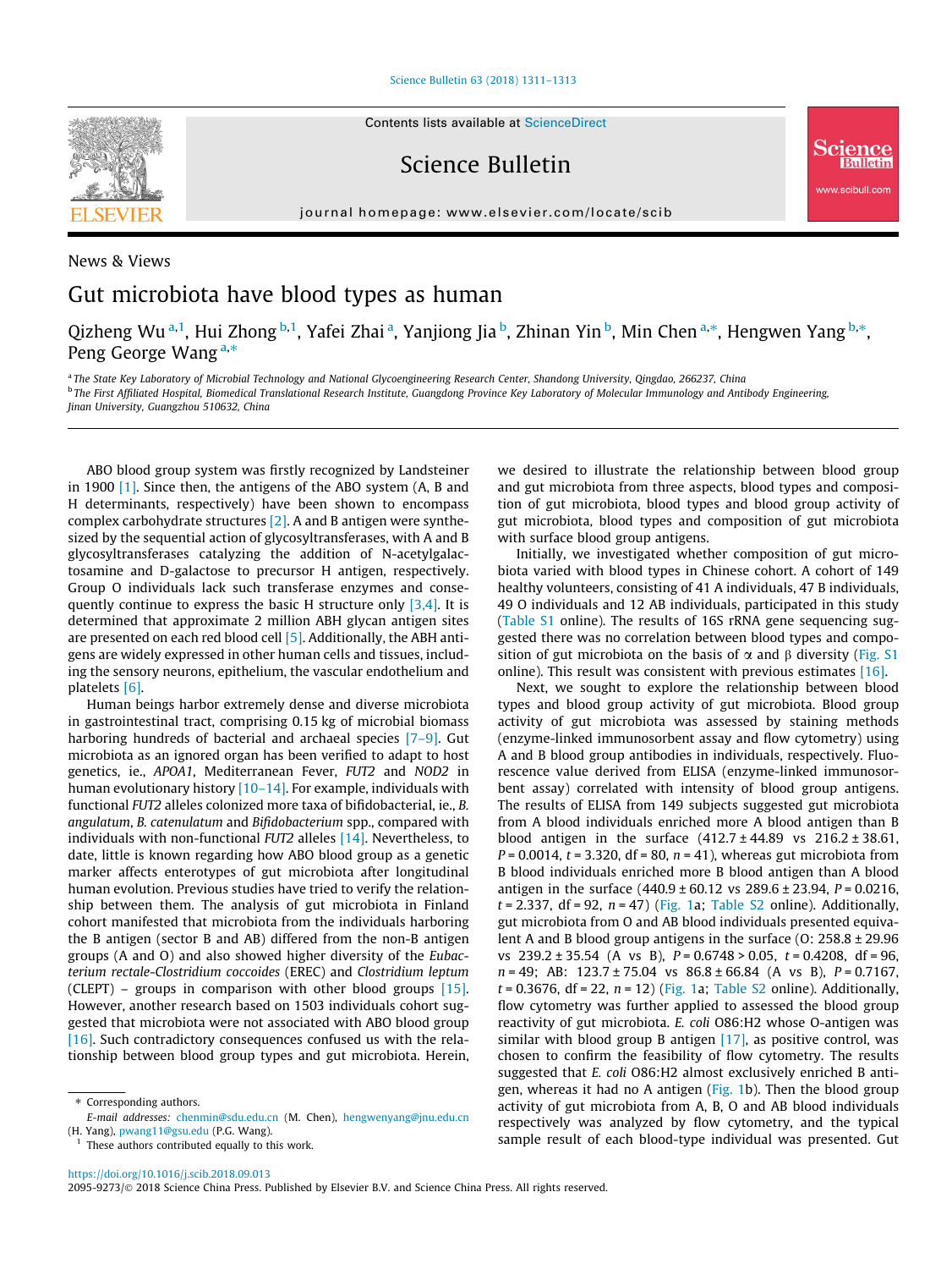News & Views

# Gut microbiota have blood types as human

Qizheng Wu [a,1], Hui Zhong [b,1], Yafei Zhai [a], Yanjiong Jia [b], Zhinan Yin [b], Min Chen [a,*], Hengwen Yang [b,*], Peng George Wang [a,*]

[a] The State Key Laboratory of Microbial Technology and National Glycoengineering Research Center, Shandong University, Qingdao, 266237, China

[b] The First Affiliated Hospital, Biomedical Translational Research Institute, Guangdong Province Key Laboratory of Molecular Immunology and Antibody Engineering, Jinan University, Guangzhou 510632, China

ABO blood group system was firstly recognized by Landsteiner in 1900 [1]. Since then, the antigens of the ABO system (A, B and H determinants, respectively) have been shown to encompass complex carbohydrate structures [2]. A and B antigen were synthesized by the sequential action of glycosyltransferases, with A and B glycosyltransferases catalyzing the addition of N-acetylgalactosamine and D-galactose to precursor H antigen, respectively. Group O individuals lack such transferase enzymes and consequently continue to express the basic H structure only [3,4]. It is determined that approximate 2 million ABH glycan antigen sites are presented on each red blood cell [5]. Additionally, the ABH antigens are widely expressed in other human cells and tissues, including the sensory neurons, epithelium, the vascular endothelium and platelets [6].

Human beings harbor extremely dense and diverse microbiota in gastrointestinal tract, comprising 0.15 kg of microbial biomass harboring hundreds of bacterial and archaeal species [7–9]. Gut microbiota as an ignored organ has been verified to adapt to host genetics, ie., *APOA1*, Mediterranean Fever, *FUT2* and *NOD2* in human evolutionary history [10–14]. For example, individuals with functional *FUT2* alleles colonized more taxa of bifidobacterial, ie., *B. angulatum*, *B. catenulatum* and *Bifidobacterium* spp., compared with individuals with non-functional *FUT2* alleles [14]. Nevertheless, to date, little is known regarding how ABO blood group as a genetic marker affects enterotypes of gut microbiota after longitudinal human evolution. Previous studies have tried to verify the relationship between them. The analysis of gut microbiota in Finland cohort manifested that microbiota from the individuals harboring the B antigen (sector B and AB) differed from the non-B antigen groups (A and O) and also showed higher diversity of the *Eubacterium rectale-Clostridium coccoides* (EREC) and *Clostridium leptum* (CLEPT) – groups in comparison with other blood groups [15]. However, another research based on 1503 individuals cohort suggested that microbiota were not associated with ABO blood group [16]. Such contradictory consequences confused us with the relationship between blood group types and gut microbiota. Herein, we desired to illustrate the relationship between blood group and gut microbiota from three aspects, blood types and composition of gut microbiota, blood types and blood group activity of gut microbiota, blood types and composition of gut microbiota with surface blood group antigens.

Initially, we investigated whether composition of gut microbiota varied with blood types in Chinese cohort. A cohort of 149 healthy volunteers, consisting of 41 A individuals, 47 B individuals, 49 O individuals and 12 AB individuals, participated in this study (Table S1 online). The results of 16S rRNA gene sequencing suggested there was no correlation between blood types and composition of gut microbiota on the basis of $\alpha$ and $\beta$ diversity (Fig. S1 online). This result was consistent with previous estimates [16].

Next, we sought to explore the relationship between blood types and blood group activity of gut microbiota. Blood group activity of gut microbiota was assessed by staining methods (enzyme-linked immunosorbent assay and flow cytometry) using A and B blood group antibodies in individuals, respectively. Fluorescence value derived from ELISA (enzyme-linked immunosorbent assay) correlated with intensity of blood group antigens. The results of ELISA from 149 subjects suggested gut microbiota from A blood individuals enriched more A blood antigen than B blood antigen in the surface (412.7 ± 44.89 vs 216.2 ± 38.61, $P$ = 0.0014, $t$ = 3.320, df = 80, $n$ = 41), whereas gut microbiota from B blood individuals enriched more B blood antigen than A blood antigen in the surface (440.9 ± 60.12 vs 289.6 ± 23.94, $P$ = 0.0216, $t$ = 2.337, df = 92, $n$ = 47) (Fig. 1a; Table S2 online). Additionally, gut microbiota from O and AB blood individuals presented equivalent A and B blood group antigens in the surface (O: 258.8 ± 29.96 vs 239.2 ± 35.54 (A vs B), $P$ = 0.6748 > 0.05, $t$ = 0.4208, df = 96, $n$ = 49; AB: 123.7 ± 75.04 vs 86.8 ± 66.84 (A vs B), $P$ = 0.7167, $t$ = 0.3676, df = 22, $n$ = 12) (Fig. 1a; Table S2 online). Additionally, flow cytometry was further applied to assessed the blood group reactivity of gut microbiota. *E. coli* O86:H2 whose O-antigen was similar with blood group B antigen [17], as positive control, was chosen to confirm the feasibility of flow cytometry. The results suggested that *E. coli* O86:H2 almost exclusively enriched B antigen, whereas it had no A antigen (Fig. 1b). Then the blood group activity of gut microbiota from A, B, O and AB blood individuals respectively was analyzed by flow cytometry, and the typical sample result of each blood-type individual was presented. Gut

\* Corresponding authors.

E-mail addresses: chenmin@sdu.edu.cn (M. Chen), hengwenyang@jnu.edu.cn (H. Yang), pwang11@gsu.edu (P.G. Wang).

[1] These authors contributed equally to this work.

https://doi.org/10.1016/j.scib.2018.09.013

2095-9273/© 2018 Science China Press. Published by Elsevier B.V. and Science China Press. All rights reserved.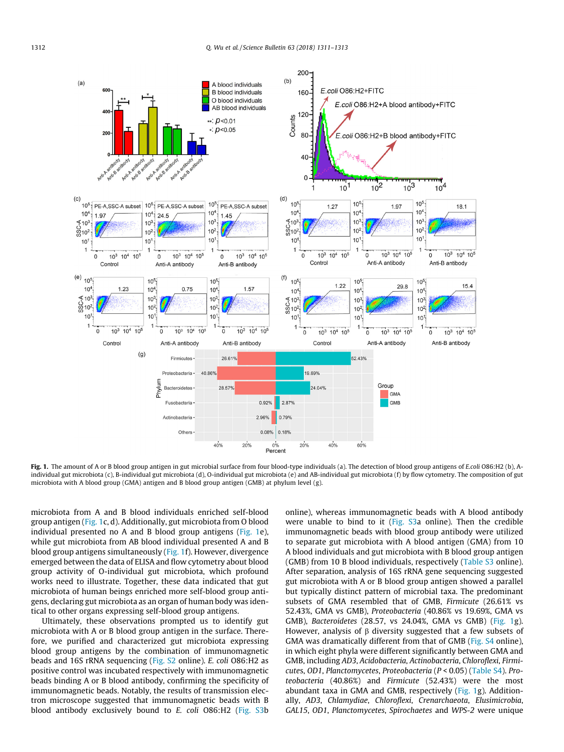**Fig. 1.** The amount of A or B blood group antigen in gut microbial surface from four blood-type individuals (a). The detection of blood group antigens of *E.coli* O86:H2 (b), A-individual gut microbiota (c), B-individual gut microbiota (d), O-individual gut microbiota (e) and AB-individual gut microbiota (f) by flow cytometry. The composition of gut microbiota with A blood group (GMA) antigen and B blood group antigen (GMB) at phylum level (g).

microbiota from A and B blood individuals enriched self-blood group antigen (Fig. 1c, d). Additionally, gut microbiota from O blood individual presented no A and B blood group antigens (Fig. 1e), while gut microbiota from AB blood individual presented A and B blood group antigens simultaneously (Fig. 1f). However, divergence emerged between the data of ELISA and flow cytometry about blood group activity of O-individual gut microbiota, which profound works need to illustrate. Together, these data indicated that gut microbiota of human beings enriched more self-blood group antigens, declaring gut microbiota as an organ of human body was identical to other organs expressing self-blood group antigens.

Ultimately, these observations prompted us to identify gut microbiota with A or B blood group antigen in the surface. Therefore, we purified and characterized gut microbiota expressing blood group antigens by the combination of immunomagnetic beads and 16S rRNA sequencing (Fig. S2 online). *E. coli* O86:H2 as positive control was incubated respectively with immunomagnetic beads binding A or B blood antibody, confirming the specificity of immunomagnetic beads. Notably, the results of transmission electron microscope suggested that immunomagnetic beads with B blood antibody exclusively bound to *E. coli* O86:H2 (Fig. S3b online), whereas immunomagnetic beads with A blood antibody were unable to bind to it (Fig. S3a online). Then the credible immunomagnetic beads with blood group antibody were utilized to separate gut microbiota with A blood antigen (GMA) from 10 A blood individuals and gut microbiota with B blood group antigen (GMB) from 10 B blood individuals, respectively (Table S3 online). After separation, analysis of 16S rRNA gene sequencing suggested gut microbiota with A or B blood group antigen showed a parallel but typically distinct pattern of microbial taxa. The predominant subsets of GMA resembled that of GMB, *Firmicute* (26.61% vs 52.43%, GMA vs GMB), *Proteobacteria* (40.86% vs 19.69%, GMA vs GMB), *Bacteroidetes* (28.57% vs 24.04%, GMA vs GMB) (Fig. 1g). However, analysis of β diversity suggested that a few subsets of GMA was dramatically different from that of GMB (Fig. S4 online), in which eight phyla were different significantly between GMA and GMB, including *AD3*, *Acidobacteria*, *Actinobacteria*, *Chloroflexi*, *Firmicutes*, *OD1*, *Planctomycetes*, *Proteobacteria* ($P < 0.05$) (Table S4). *Proteobacteria* (40.86%) and *Firmicute* (52.43%) were the most abundant taxa in GMA and GMB, respectively (Fig. 1g). Additionally, *AD3*, *Chlamydiae*, *Chloroflexi*, *Crenarchaeota*, *Elusimicrobia*, *GAL15*, *OD1*, *Planctomycetes*, *Spirochaetes* and *WPS-2* were unique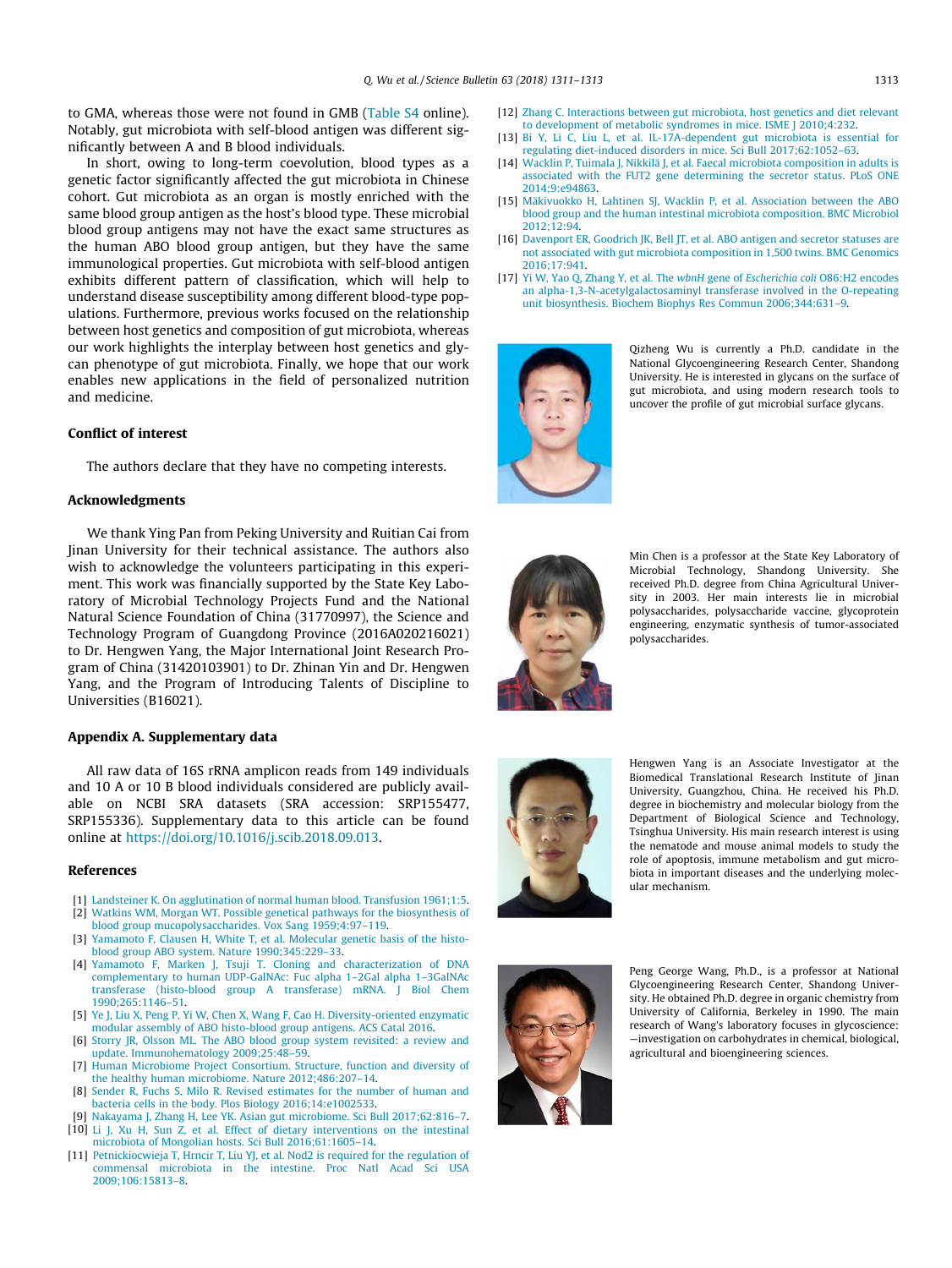to GMA, whereas those were not found in GMB (Table S4 online). Notably, gut microbiota with self-blood antigen was different significantly between A and B blood individuals.

In short, owing to long-term coevolution, blood types as a genetic factor significantly affected the gut microbiota in Chinese cohort. Gut microbiota as an organ is mostly enriched with the same blood group antigen as the host's blood type. These microbial blood group antigens may not have the exact same structures as the human ABO blood group antigen, but they have the same immunological properties. Gut microbiota with self-blood antigen exhibits different pattern of classification, which will help to understand disease susceptibility among different blood-type populations. Furthermore, previous works focused on the relationship between host genetics and composition of gut microbiota, whereas our work highlights the interplay between host genetics and glycan phenotype of gut microbiota. Finally, we hope that our work enables new applications in the field of personalized nutrition and medicine.

## Conflict of interest

The authors declare that they have no competing interests.

## Acknowledgments

We thank Ying Pan from Peking University and Ruitian Cai from Jinan University for their technical assistance. The authors also wish to acknowledge the volunteers participating in this experiment. This work was financially supported by the State Key Laboratory of Microbial Technology Projects Fund and the National Natural Science Foundation of China (31770997), the Science and Technology Program of Guangdong Province (2016A020216021) to Dr. Hengwen Yang, the Major International Joint Research Program of China (31420103901) to Dr. Zhinan Yin and Dr. Hengwen Yang, and the Program of Introducing Talents of Discipline to Universities (B16021).

## Appendix A. Supplementary data

All raw data of 16S rRNA amplicon reads from 149 individuals and 10 A or 10 B blood individuals considered are publicly available on NCBI SRA datasets (SRA accession: SRP155477, SRP155336). Supplementary data to this article can be found online at https://doi.org/10.1016/j.scib.2018.09.013.

## References

[1] Landsteiner K. On agglutination of normal human blood. Transfusion 1961;1:5.
[2] Watkins WM, Morgan WT. Possible genetical pathways for the biosynthesis of blood group mucopolysaccharides. Vox Sang 1959;4:97–119.
[3] Yamamoto F, Clausen H, White T, et al. Molecular genetic basis of the histo-blood group ABO system. Nature 1990;345:229–33.
[4] Yamamoto F, Marken J, Tsuji T. Cloning and characterization of DNA complementary to human UDP-GalNAc: Fuc alpha 1–2Gal alpha 1–3GalNAc transferase (histo-blood group A transferase) mRNA. J Biol Chem 1990;265:1146–51.
[5] Ye J, Liu X, Peng P, Yi W, Chen X, Wang F, Cao H. Diversity-oriented enzymatic modular assembly of ABO histo-blood group antigens. ACS Catal 2016.
[6] Storry JR, Olsson ML. The ABO blood group system revisited: a review and update. Immunohematology 2009;25:48–59.
[7] Human Microbiome Project Consortium. Structure, function and diversity of the healthy human microbiome. Nature 2012;486:207–14.
[8] Sender R, Fuchs S, Milo R. Revised estimates for the number of human and bacteria cells in the body. Plos Biology 2016;14:e1002533.
[9] Nakayama J, Zhang H, Lee YK. Asian gut microbiome. Sci Bull 2017;62:816–7.
[10] Li J, Xu H, Sun Z, et al. Effect of dietary interventions on the intestinal microbiota of Mongolian hosts. Sci Bull 2016;61:1605–14.
[11] Petnickiocwieja T, Hrncir T, Liu YJ, et al. Nod2 is required for the regulation of commensal microbiota in the intestine. Proc Natl Acad Sci USA 2009;106:15813–8.
[12] Zhang C. Interactions between gut microbiota, host genetics and diet relevant to development of metabolic syndromes in mice. ISME J 2010;4:232.
[13] Bi Y, Li C, Liu L, et al. IL-17A-dependent gut microbiota is essential for regulating diet-induced disorders in mice. Sci Bull 2017;62:1052–63.
[14] Wacklin P, Tuimala J, Nikkilä J, et al. Faecal microbiota composition in adults is associated with the FUT2 gene determining the secretor status. PLoS ONE 2014;9:e94863.
[15] Mäkivuokko H, Lahtinen SJ, Wacklin P, et al. Association between the ABO blood group and the human intestinal microbiota composition. BMC Microbiol 2012;12:94.
[16] Davenport ER, Goodrich JK, Bell JT, et al. ABO antigen and secretor statuses are not associated with gut microbiota composition in 1,500 twins. BMC Genomics 2016;17:941.
[17] Yi W, Yao Q, Zhang Y, et al. The *wbnH* gene of *Escherichia coli* O86:H2 encodes an alpha-1,3-N-acetylgalactosaminyl transferase involved in the O-repeating unit biosynthesis. Biochem Biophys Res Commun 2006;344:631–9.

Qizheng Wu is currently a Ph.D. candidate in the National Glycoengineering Research Center, Shandong University. He is interested in glycans on the surface of gut microbiota, and using modern research tools to uncover the profile of gut microbial surface glycans.

Min Chen is a professor at the State Key Laboratory of Microbial Technology, Shandong University. She received Ph.D. degree from China Agricultural University in 2003. Her main interests lie in microbial polysaccharides, polysaccharide vaccine, glycoprotein engineering, enzymatic synthesis of tumor-associated polysaccharides.

Hengwen Yang is an Associate Investigator at the Biomedical Translational Research Institute of Jinan University, Guangzhou, China. He received his Ph.D. degree in biochemistry and molecular biology from the Department of Biological Science and Technology, Tsinghua University. His main research interest is using the nematode and mouse animal models to study the role of apoptosis, immune metabolism and gut microbiota in important diseases and the underlying molecular mechanism.

Peng George Wang, Ph.D., is a professor at National Glycoengineering Research Center, Shandong University. He obtained Ph.D. degree in organic chemistry from University of California, Berkeley in 1990. The main research of Wang's laboratory focuses in glycoscience: —investigation on carbohydrates in chemical, biological, agricultural and bioengineering sciences.